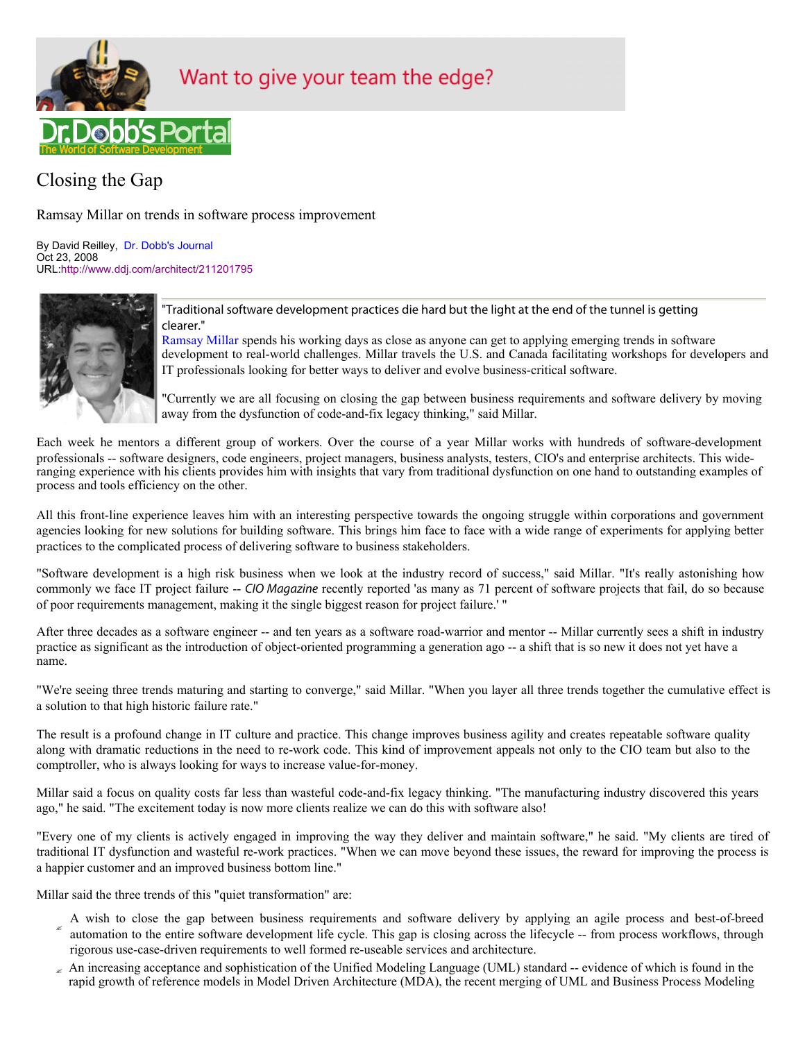# Closing the Gap

Ramsay Millar on trends in software process improvement

By David Reilley, Dr. Dobb's Journal
Oct 23, 2008
URL:http://www.ddj.com/architect/211201795

"Traditional software development practices die hard but the light at the end of the tunnel is getting clearer."

Ramsay Millar spends his working days as close as anyone can get to applying emerging trends in software development to real-world challenges. Millar travels the U.S. and Canada facilitating workshops for developers and IT professionals looking for better ways to deliver and evolve business-critical software.

"Currently we are all focusing on closing the gap between business requirements and software delivery by moving away from the dysfunction of code-and-fix legacy thinking," said Millar.

Each week he mentors a different group of workers. Over the course of a year Millar works with hundreds of software-development professionals -- software designers, code engineers, project managers, business analysts, testers, CIO's and enterprise architects. This wide-ranging experience with his clients provides him with insights that vary from traditional dysfunction on one hand to outstanding examples of process and tools efficiency on the other.

All this front-line experience leaves him with an interesting perspective towards the ongoing struggle within corporations and government agencies looking for new solutions for building software. This brings him face to face with a wide range of experiments for applying better practices to the complicated process of delivering software to business stakeholders.

"Software development is a high risk business when we look at the industry record of success," said Millar. "It's really astonishing how commonly we face IT project failure -- *CIO Magazine* recently reported 'as many as 71 percent of software projects that fail, do so because of poor requirements management, making it the single biggest reason for project failure.' "

After three decades as a software engineer -- and ten years as a software road-warrior and mentor -- Millar currently sees a shift in industry practice as significant as the introduction of object-oriented programming a generation ago -- a shift that is so new it does not yet have a name.

"We're seeing three trends maturing and starting to converge," said Millar. "When you layer all three trends together the cumulative effect is a solution to that high historic failure rate."

The result is a profound change in IT culture and practice. This change improves business agility and creates repeatable software quality along with dramatic reductions in the need to re-work code. This kind of improvement appeals not only to the CIO team but also to the comptroller, who is always looking for ways to increase value-for-money.

Millar said a focus on quality costs far less than wasteful code-and-fix legacy thinking. "The manufacturing industry discovered this years ago," he said. "The excitement today is now more clients realize we can do this with software also!

"Every one of my clients is actively engaged in improving the way they deliver and maintain software," he said. "My clients are tired of traditional IT dysfunction and wasteful re-work practices. "When we can move beyond these issues, the reward for improving the process is a happier customer and an improved business bottom line."

Millar said the three trends of this "quiet transformation" are:

- A wish to close the gap between business requirements and software delivery by applying an agile process and best-of-breed automation to the entire software development life cycle. This gap is closing across the lifecycle -- from process workflows, through rigorous use-case-driven requirements to well formed re-useable services and architecture.
- An increasing acceptance and sophistication of the Unified Modeling Language (UML) standard -- evidence of which is found in the rapid growth of reference models in Model Driven Architecture (MDA), the recent merging of UML and Business Process Modeling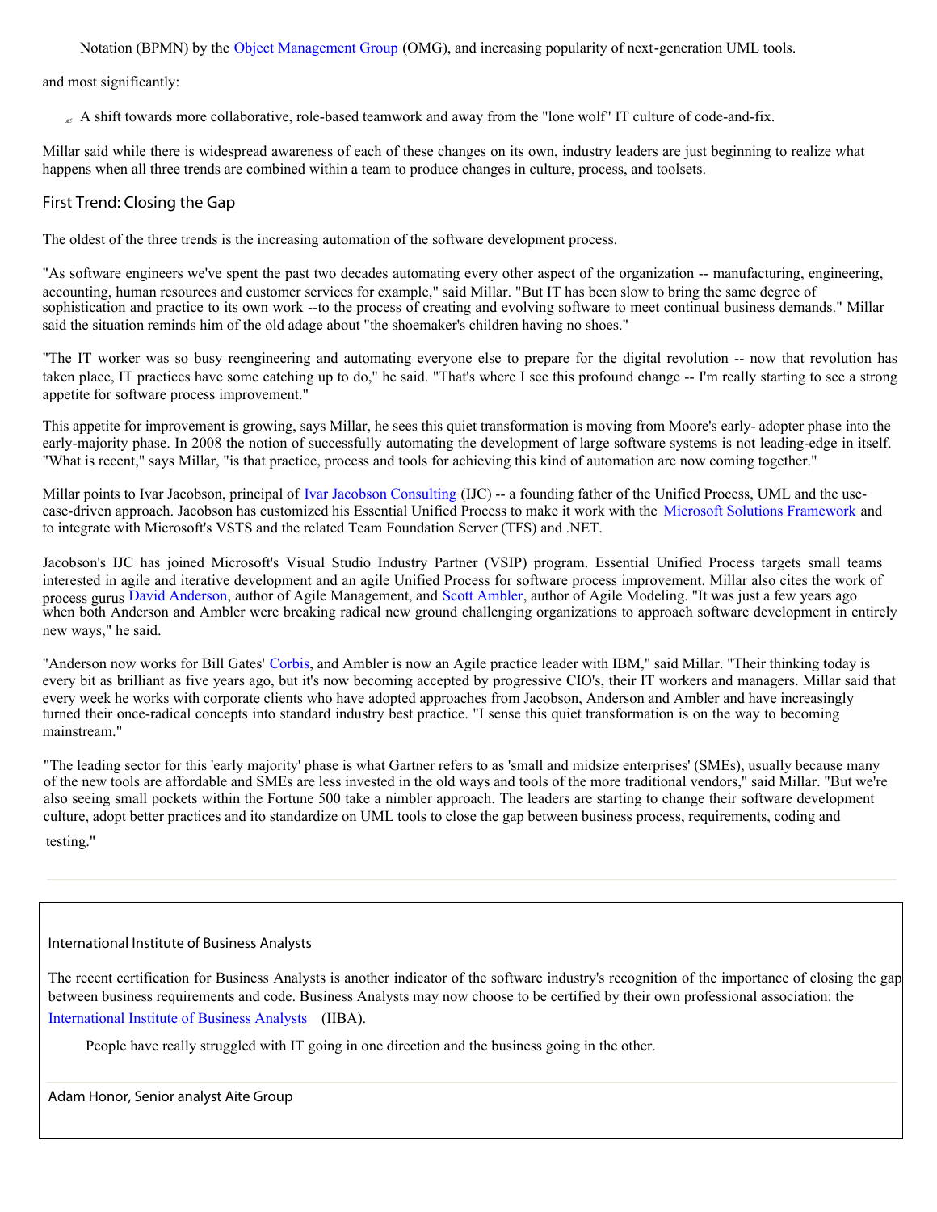Notation (BPMN) by the Object Management Group (OMG), and increasing popularity of next-generation UML tools.

and most significantly:

- A shift towards more collaborative, role-based teamwork and away from the "lone wolf" IT culture of code-and-fix.

Millar said while there is widespread awareness of each of these changes on its own, industry leaders are just beginning to realize what happens when all three trends are combined within a team to produce changes in culture, process, and toolsets.

## First Trend: Closing the Gap

The oldest of the three trends is the increasing automation of the software development process.

"As software engineers we've spent the past two decades automating every other aspect of the organization -- manufacturing, engineering, accounting, human resources and customer services for example," said Millar. "But IT has been slow to bring the same degree of sophistication and practice to its own work --to the process of creating and evolving software to meet continual business demands." Millar said the situation reminds him of the old adage about "the shoemaker's children having no shoes."

"The IT worker was so busy reengineering and automating everyone else to prepare for the digital revolution -- now that revolution has taken place, IT practices have some catching up to do," he said. "That's where I see this profound change -- I'm really starting to see a strong appetite for software process improvement."

This appetite for improvement is growing, says Millar, he sees this quiet transformation is moving from Moore's early- adopter phase into the early-majority phase. In 2008 the notion of successfully automating the development of large software systems is not leading-edge in itself. "What is recent," says Millar, "is that practice, process and tools for achieving this kind of automation are now coming together."

Millar points to Ivar Jacobson, principal of Ivar Jacobson Consulting (IJC) -- a founding father of the Unified Process, UML and the use-case-driven approach. Jacobson has customized his Essential Unified Process to make it work with the Microsoft Solutions Framework and to integrate with Microsoft's VSTS and the related Team Foundation Server (TFS) and .NET.

Jacobson's IJC has joined Microsoft's Visual Studio Industry Partner (VSIP) program. Essential Unified Process targets small teams interested in agile and iterative development and an agile Unified Process for software process improvement. Millar also cites the work of process gurus David Anderson, author of Agile Management, and Scott Ambler, author of Agile Modeling. "It was just a few years ago when both Anderson and Ambler were breaking radical new ground challenging organizations to approach software development in entirely new ways," he said.

"Anderson now works for Bill Gates' Corbis, and Ambler is now an Agile practice leader with IBM," said Millar. "Their thinking today is every bit as brilliant as five years ago, but it's now becoming accepted by progressive CIO's, their IT workers and managers. Millar said that every week he works with corporate clients who have adopted approaches from Jacobson, Anderson and Ambler and have increasingly turned their once-radical concepts into standard industry best practice. "I sense this quiet transformation is on the way to becoming mainstream."

"The leading sector for this 'early majority' phase is what Gartner refers to as 'small and midsize enterprises' (SMEs), usually because many of the new tools are affordable and SMEs are less invested in the old ways and tools of the more traditional vendors," said Millar. "But we're also seeing small pockets within the Fortune 500 take a nimbler approach. The leaders are starting to change their software development culture, adopt better practices and ito standardize on UML tools to close the gap between business process, requirements, coding and testing."

---

### International Institute of Business Analysts

The recent certification for Business Analysts is another indicator of the software industry's recognition of the importance of closing the gap between business requirements and code. Business Analysts may now choose to be certified by their own professional association: the International Institute of Business Analysts (IBA).

> People have really struggled with IT going in one direction and the business going in the other.

Adam Honor, Senior analyst Aite Group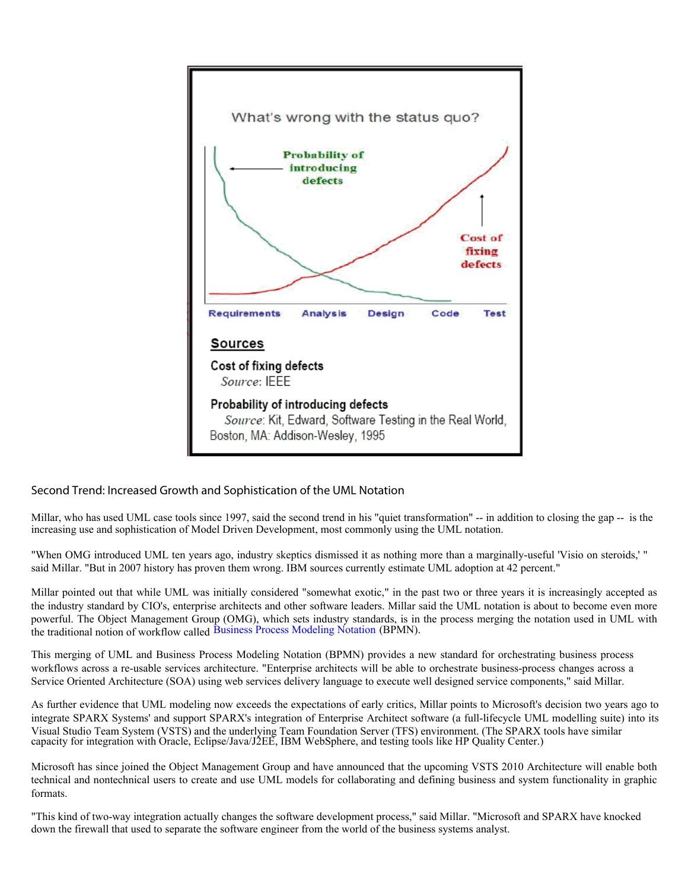What's wrong with the status quo?

Probability of introducing defects

Cost of fixing defects

Requirements | Analysis | Design | Code | Test

**Sources**

**Cost of fixing defects**
*Source*: IEEE

**Probability of introducing defects**
*Source*: Kit, Edward, Software Testing in the Real World, Boston, MA: Addison-Wesley, 1995

## Second Trend: Increased Growth and Sophistication of the UML Notation

Millar, who has used UML case tools since 1997, said the second trend in his "quiet transformation" -- in addition to closing the gap -- is the increasing use and sophistication of Model Driven Development, most commonly using the UML notation.

"When OMG introduced UML ten years ago, industry skeptics dismissed it as nothing more than a marginally-useful 'Visio on steroids,' " said Millar. "But in 2007 history has proven them wrong. IBM sources currently estimate UML adoption at 42 percent."

Millar pointed out that while UML was initially considered "somewhat exotic," in the past two or three years it is increasingly accepted as the industry standard by CIO's, enterprise architects and other software leaders. Millar said the UML notation is about to become even more powerful. The Object Management Group (OMG), which sets industry standards, is in the process merging the notation used in UML with the traditional notion of workflow called Business Process Modeling Notation (BPMN).

This merging of UML and Business Process Modeling Notation (BPMN) provides a new standard for orchestrating business process workflows across a re-usable services architecture. "Enterprise architects will be able to orchestrate business-process changes across a Service Oriented Architecture (SOA) using web services delivery language to execute well designed service components," said Millar.

As further evidence that UML modeling now exceeds the expectations of early critics, Millar points to Microsoft's decision two years ago to integrate SPARX Systems' and support SPARX's integration of Enterprise Architect software (a full-lifecycle UML modelling suite) into its Visual Studio Team System (VSTS) and the underlying Team Foundation Server (TFS) environment. (The SPARX tools have similar capacity for integration with Oracle, Eclipse/Java/J2EE, IBM WebSphere, and testing tools like HP Quality Center.)

Microsoft has since joined the Object Management Group and have announced that the upcoming VSTS 2010 Architecture will enable both technical and nontechnical users to create and use UML models for collaborating and defining business and system functionality in graphic formats.

"This kind of two-way integration actually changes the software development process," said Millar. "Microsoft and SPARX have knocked down the firewall that used to separate the software engineer from the world of the business systems analyst.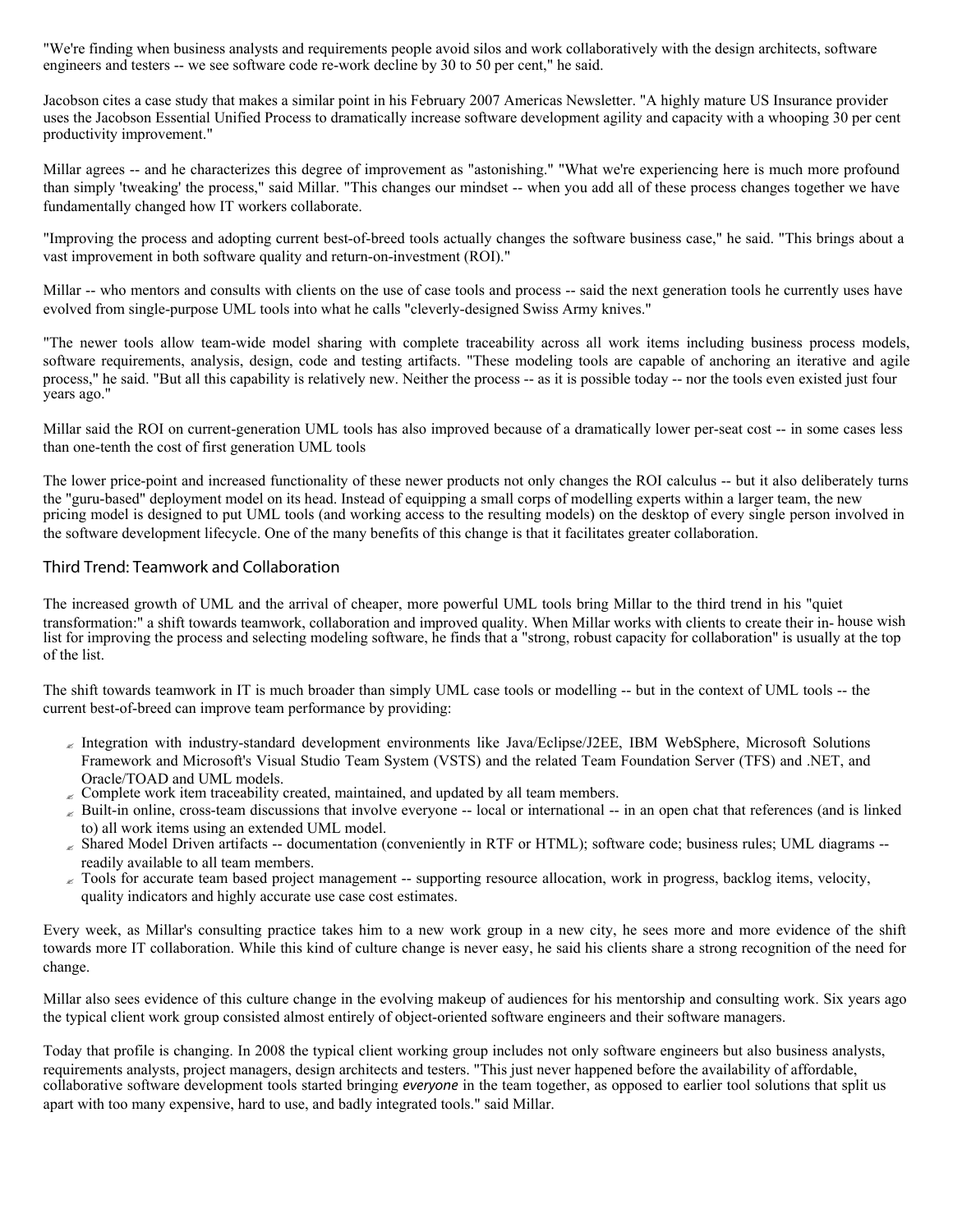"We're finding when business analysts and requirements people avoid silos and work collaboratively with the design architects, software engineers and testers -- we see software code re-work decline by 30 to 50 per cent," he said.

Jacobson cites a case study that makes a similar point in his February 2007 Americas Newsletter. "A highly mature US Insurance provider uses the Jacobson Essential Unified Process to dramatically increase software development agility and capacity with a whooping 30 per cent productivity improvement."

Millar agrees -- and he characterizes this degree of improvement as "astonishing." "What we're experiencing here is much more profound than simply 'tweaking' the process," said Millar. "This changes our mindset -- when you add all of these process changes together we have fundamentally changed how IT workers collaborate.

"Improving the process and adopting current best-of-breed tools actually changes the software business case," he said. "This brings about a vast improvement in both software quality and return-on-investment (ROI)."

Millar -- who mentors and consults with clients on the use of case tools and process -- said the next generation tools he currently uses have evolved from single-purpose UML tools into what he calls "cleverly-designed Swiss Army knives."

"The newer tools allow team-wide model sharing with complete traceability across all work items including business process models, software requirements, analysis, design, code and testing artifacts. "These modeling tools are capable of anchoring an iterative and agile process," he said. "But all this capability is relatively new. Neither the process -- as it is possible today -- nor the tools even existed just four years ago."

Millar said the ROI on current-generation UML tools has also improved because of a dramatically lower per-seat cost -- in some cases less than one-tenth the cost of first generation UML tools

The lower price-point and increased functionality of these newer products not only changes the ROI calculus -- but it also deliberately turns the "guru-based" deployment model on its head. Instead of equipping a small corps of modelling experts within a larger team, the new pricing model is designed to put UML tools (and working access to the resulting models) on the desktop of every single person involved in the software development lifecycle. One of the many benefits of this change is that it facilitates greater collaboration.

## Third Trend: Teamwork and Collaboration

The increased growth of UML and the arrival of cheaper, more powerful UML tools bring Millar to the third trend in his "quiet transformation:" a shift towards teamwork, collaboration and improved quality. When Millar works with clients to create their in-house wish list for improving the process and selecting modeling software, he finds that a "strong, robust capacity for collaboration" is usually at the top of the list.

The shift towards teamwork in IT is much broader than simply UML case tools or modelling -- but in the context of UML tools -- the current best-of-breed can improve team performance by providing:

- Integration with industry-standard development environments like Java/Eclipse/J2EE, IBM WebSphere, Microsoft Solutions Framework and Microsoft's Visual Studio Team System (VSTS) and the related Team Foundation Server (TFS) and .NET, and Oracle/TOAD and UML models.
- Complete work item traceability created, maintained, and updated by all team members.
- Built-in online, cross-team discussions that involve everyone -- local or international -- in an open chat that references (and is linked to) all work items using an extended UML model.
- Shared Model Driven artifacts -- documentation (conveniently in RTF or HTML); software code; business rules; UML diagrams -- readily available to all team members.
- Tools for accurate team based project management -- supporting resource allocation, work in progress, backlog items, velocity, quality indicators and highly accurate use case cost estimates.

Every week, as Millar's consulting practice takes him to a new work group in a new city, he sees more and more evidence of the shift towards more IT collaboration. While this kind of culture change is never easy, he said his clients share a strong recognition of the need for change.

Millar also sees evidence of this culture change in the evolving makeup of audiences for his mentorship and consulting work. Six years ago the typical client work group consisted almost entirely of object-oriented software engineers and their software managers.

Today that profile is changing. In 2008 the typical client working group includes not only software engineers but also business analysts, requirements analysts, project managers, design architects and testers. "This just never happened before the availability of affordable, collaborative software development tools started bringing *everyone* in the team together, as opposed to earlier tool solutions that split us apart with too many expensive, hard to use, and badly integrated tools." said Millar.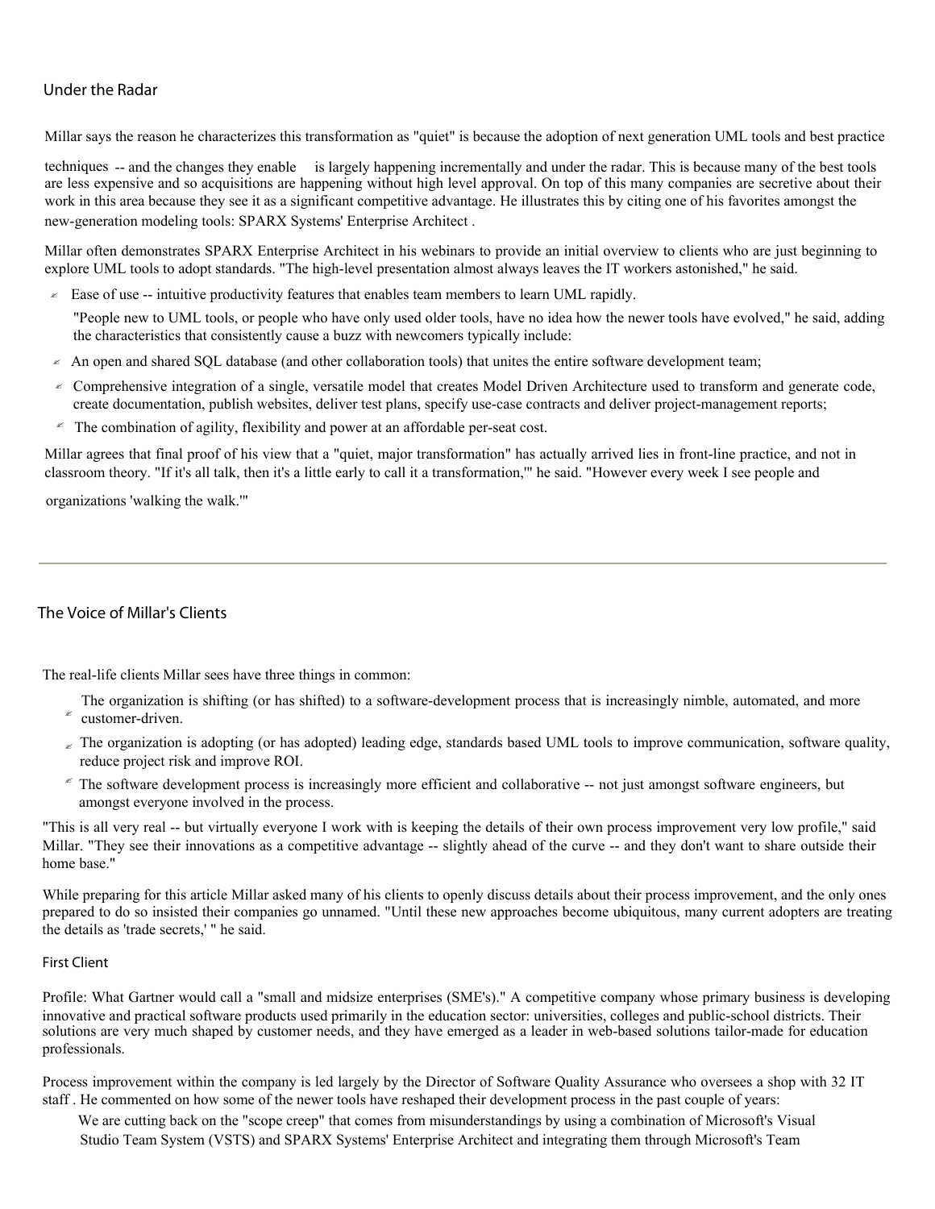## Under the Radar

Millar says the reason he characterizes this transformation as "quiet" is because the adoption of next generation UML tools and best practice techniques -- and the changes they enable is largely happening incrementally and under the radar. This is because many of the best tools are less expensive and so acquisitions are happening without high level approval. On top of this many companies are secretive about their work in this area because they see it as a significant competitive advantage. He illustrates this by citing one of his favorites amongst the new-generation modeling tools: SPARX Systems' Enterprise Architect .

Millar often demonstrates SPARX Enterprise Architect in his webinars to provide an initial overview to clients who are just beginning to explore UML tools to adopt standards. "The high-level presentation almost always leaves the IT workers astonished," he said.

- Ease of use -- intuitive productivity features that enables team members to learn UML rapidly.

  "People new to UML tools, or people who have only used older tools, have no idea how the newer tools have evolved," he said, adding the characteristics that consistently cause a buzz with newcomers typically include:

- An open and shared SQL database (and other collaboration tools) that unites the entire software development team;
- Comprehensive integration of a single, versatile model that creates Model Driven Architecture used to transform and generate code, create documentation, publish websites, deliver test plans, specify use-case contracts and deliver project-management reports;
- The combination of agility, flexibility and power at an affordable per-seat cost.

Millar agrees that final proof of his view that a "quiet, major transformation" has actually arrived lies in front-line practice, and not in classroom theory. "If it's all talk, then it's a little early to call it a transformation,'" he said. "However every week I see people and organizations 'walking the walk.'"

---

## The Voice of Millar's Clients

The real-life clients Millar sees have three things in common:

- The organization is shifting (or has shifted) to a software-development process that is increasingly nimble, automated, and more customer-driven.
- The organization is adopting (or has adopted) leading edge, standards based UML tools to improve communication, software quality, reduce project risk and improve ROI.
- The software development process is increasingly more efficient and collaborative -- not just amongst software engineers, but amongst everyone involved in the process.

"This is all very real -- but virtually everyone I work with is keeping the details of their own process improvement very low profile," said Millar. "They see their innovations as a competitive advantage -- slightly ahead of the curve -- and they don't want to share outside their home base."

While preparing for this article Millar asked many of his clients to openly discuss details about their process improvement, and the only ones prepared to do so insisted their companies go unnamed. "Until these new approaches become ubiquitous, many current adopters are treating the details as 'trade secrets,' " he said.

### First Client

Profile: What Gartner would call a "small and midsize enterprises (SME's)." A competitive company whose primary business is developing innovative and practical software products used primarily in the education sector: universities, colleges and public-school districts. Their solutions are very much shaped by customer needs, and they have emerged as a leader in web-based solutions tailor-made for education professionals.

Process improvement within the company is led largely by the Director of Software Quality Assurance who oversees a shop with 32 IT staff . He commented on how some of the newer tools have reshaped their development process in the past couple of years:

> We are cutting back on the "scope creep" that comes from misunderstandings by using a combination of Microsoft's Visual Studio Team System (VSTS) and SPARX Systems' Enterprise Architect and integrating them through Microsoft's Team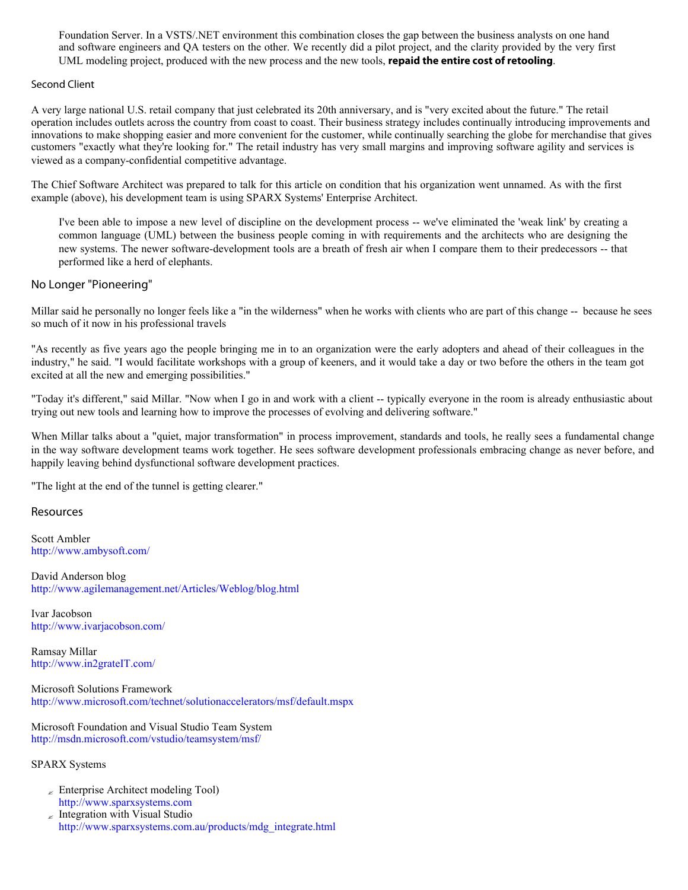> Foundation Server. In a VSTS/.NET environment this combination closes the gap between the business analysts on one hand and software engineers and QA testers on the other. We recently did a pilot project, and the clarity provided by the very first UML modeling project, produced with the new process and the new tools, **repaid the entire cost of retooling**.

### Second Client

A very large national U.S. retail company that just celebrated its 20th anniversary, and is "very excited about the future." The retail operation includes outlets across the country from coast to coast. Their business strategy includes continually introducing improvements and innovations to make shopping easier and more convenient for the customer, while continually searching the globe for merchandise that gives customers "exactly what they're looking for." The retail industry has very small margins and improving software agility and services is viewed as a company-confidential competitive advantage.

The Chief Software Architect was prepared to talk for this article on condition that his organization went unnamed. As with the first example (above), his development team is using SPARX Systems' Enterprise Architect.

> I've been able to impose a new level of discipline on the development process -- we've eliminated the 'weak link' by creating a common language (UML) between the business people coming in with requirements and the architects who are designing the new systems. The newer software-development tools are a breath of fresh air when I compare them to their predecessors -- that performed like a herd of elephants.

## No Longer "Pioneering"

Millar said he personally no longer feels like a "in the wilderness" when he works with clients who are part of this change -- because he sees so much of it now in his professional travels

"As recently as five years ago the people bringing me in to an organization were the early adopters and ahead of their colleagues in the industry," he said. "I would facilitate workshops with a group of keeners, and it would take a day or two before the others in the team got excited at all the new and emerging possibilities."

"Today it's different," said Millar. "Now when I go in and work with a client -- typically everyone in the room is already enthusiastic about trying out new tools and learning how to improve the processes of evolving and delivering software."

When Millar talks about a "quiet, major transformation" in process improvement, standards and tools, he really sees a fundamental change in the way software development teams work together. He sees software development professionals embracing change as never before, and happily leaving behind dysfunctional software development practices.

"The light at the end of the tunnel is getting clearer."

## Resources

Scott Ambler
http://www.ambysoft.com/

David Anderson blog
http://www.agilemanagement.net/Articles/Weblog/blog.html

Ivar Jacobson
http://www.ivarjacobson.com/

Ramsay Millar
http://www.in2grateIT.com/

Microsoft Solutions Framework
http://www.microsoft.com/technet/solutionaccelerators/msf/default.mspx

Microsoft Foundation and Visual Studio Team System
http://msdn.microsoft.com/vstudio/teamsystem/msf/

SPARX Systems

- Enterprise Architect modeling Tool)
  http://www.sparxsystems.com
- Integration with Visual Studio
  http://www.sparxsystems.com.au/products/mdg_integrate.html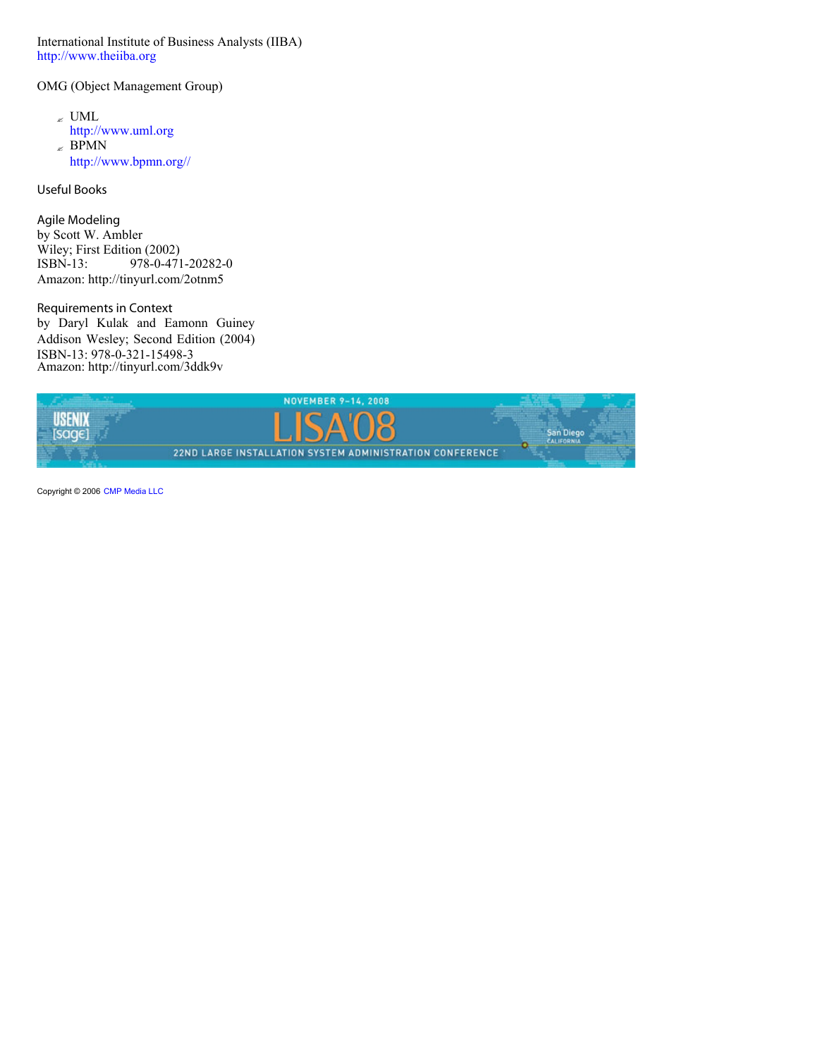International Institute of Business Analysts (IIBA)
http://www.theiiba.org

OMG (Object Management Group)

- UML
  http://www.uml.org
- BPMN
  http://www.bpmn.org//

Useful Books

Agile Modeling
by Scott W. Ambler
Wiley; First Edition (2002)
ISBN-13: 978-0-471-20282-0
Amazon: http://tinyurl.com/2otnm5

Requirements in Context
by Daryl Kulak and Eamonn Guiney
Addison Wesley; Second Edition (2004)
ISBN-13: 978-0-321-15498-3
Amazon: http://tinyurl.com/3ddk9v

NOVEMBER 9–14, 2008
USENIX [sage] LISA'08
22ND LARGE INSTALLATION SYSTEM ADMINISTRATION CONFERENCE
San Diego CALIFORNIA

Copyright © 2006 CMP Media LLC